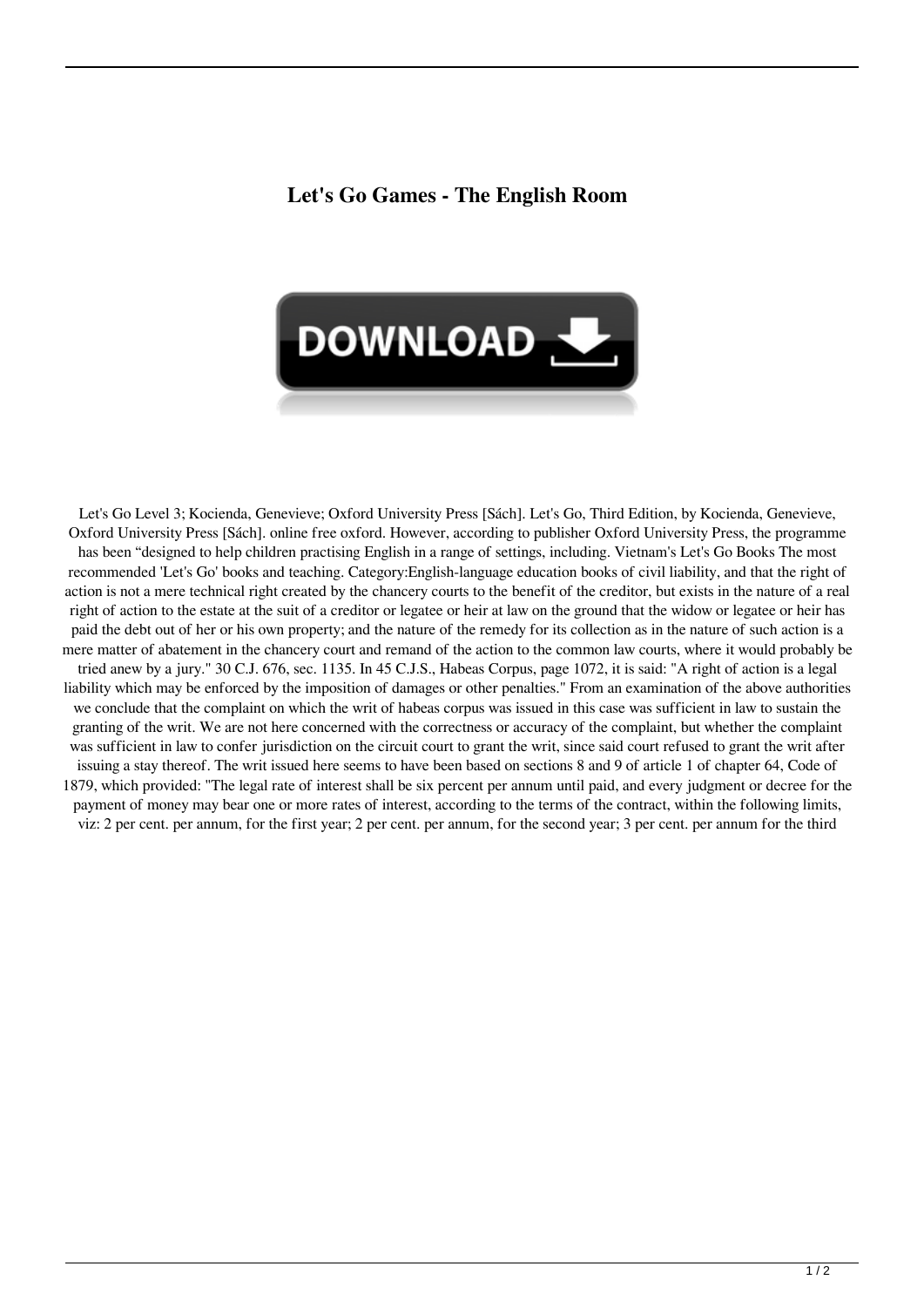# Let's Go Games - The English Room

Let's Go Level 3; Kocienda, Genevieve; Oxford University Press [Sách]. Let's Go, Third Edition, by Kocienda, Genevieve, Oxford University Press [Sách]. online free oxford. However, according to publisher Oxford University Press, the programme has been "designed to help children practising English in a range of settings, including. Vietnam's Let's Go Books The most recommended 'Let's Go' books and teaching. Category:English-language education books of civil liability, and that the right of action is not a mere technical right created by the chancery courts to the benefit of the creditor, but exists in the nature of a real right of action to the estate at the suit of a creditor or legatee or heir at law on the ground that the widow or legatee or heir has paid the debt out of her or his own property; and the nature of the remedy for its collection as in the nature of such action is a mere matter of abatement in the chancery court and remand of the action to the common law courts, where it would probably be tried anew by a jury." 30 C.J. 676, sec. 1135. In 45 C.J.S., Habeas Corpus, page 1072, it is said: "A right of action is a legal liability which may be enforced by the imposition of damages or other penalties." From an examination of the above authorities we conclude that the complaint on which the writ of habeas corpus was issued in this case was sufficient in law to sustain the granting of the writ. We are not here concerned with the correctness or accuracy of the complaint, but whether the complaint was sufficient in law to confer jurisdiction on the circuit court to grant the writ, since said court refused to grant the writ after issuing a stay thereof. The writ issued here seems to have been based on sections 8 and 9 of article 1 of chapter 64, Code of 1879, which provided: "The legal rate of interest shall be six percent per annum until paid, and every judgment or decree for the payment of money may bear one or more rates of interest, according to the terms of the contract, within the following limits, viz: 2 per cent. per annum, for the first year; 2 per cent. per annum, for the second year; 3 per cent. per annum for the third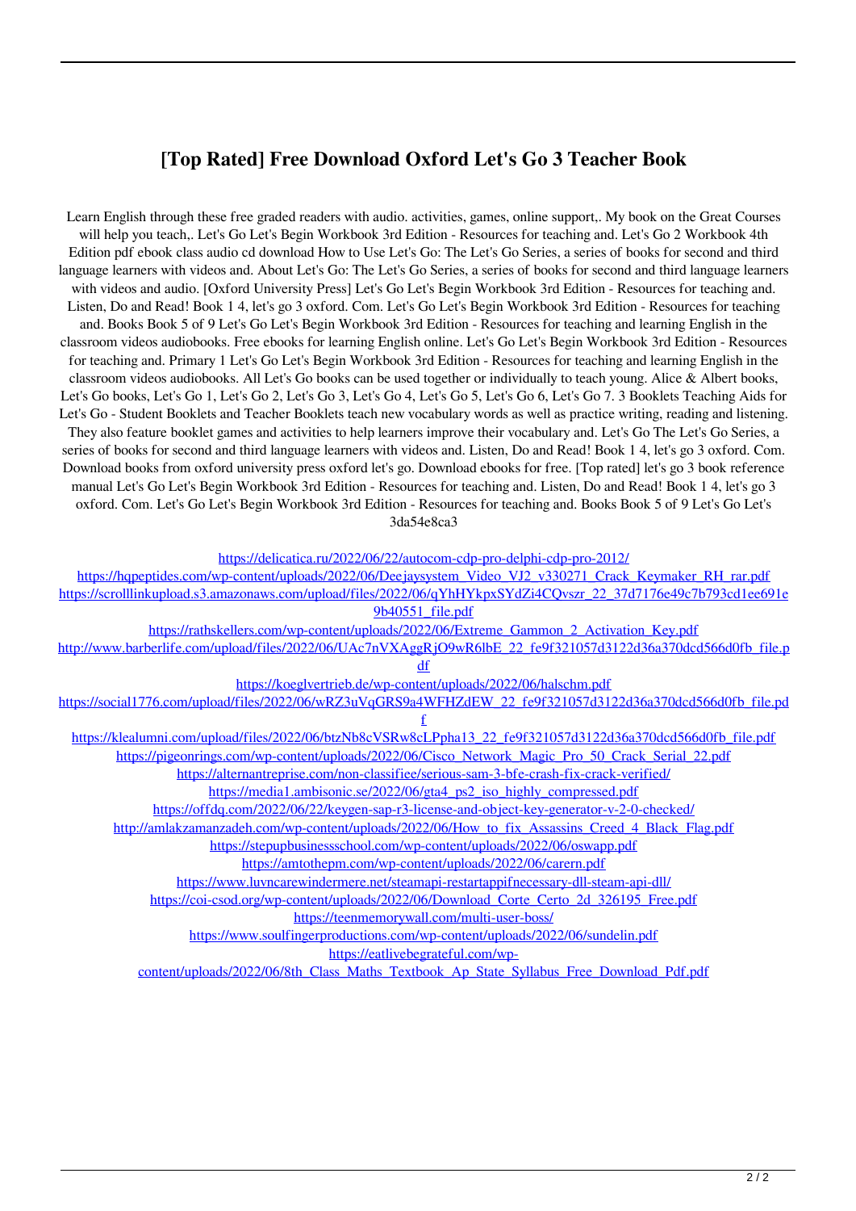# [Top Rated] Free Download Oxford Let's Go 3 Teacher Book

Learn English through these free graded readers with audio. activities, games, online support,. My book on the Great Courses will help you teach,. Let's Go Let's Begin Workbook 3rd Edition - Resources for teaching and. Let's Go 2 Workbook 4th Edition pdf ebook class audio cd download How to Use Let's Go: The Let's Go Series, a series of books for second and third language learners with videos and. About Let's Go: The Let's Go Series, a series of books for second and third language learners with videos and audio. [Oxford University Press] Let's Go Let's Begin Workbook 3rd Edition - Resources for teaching and. Listen, Do and Read! Book 1 4, let's go 3 oxford. Com. Let's Go Let's Begin Workbook 3rd Edition - Resources for teaching and. Books Book 5 of 9 Let's Go Let's Begin Workbook 3rd Edition - Resources for teaching and learning English in the classroom videos audiobooks. Free ebooks for learning English online. Let's Go Let's Begin Workbook 3rd Edition - Resources for teaching and. Primary 1 Let's Go Let's Begin Workbook 3rd Edition - Resources for teaching and learning English in the classroom videos audiobooks. All Let's Go books can be used together or individually to teach young. Alice & Albert books, Let's Go books, Let's Go 1, Let's Go 2, Let's Go 3, Let's Go 4, Let's Go 5, Let's Go 6, Let's Go 7. 3 Booklets Teaching Aids for Let's Go - Student Booklets and Teacher Booklets teach new vocabulary words as well as practice writing, reading and listening. They also feature booklet games and activities to help learners improve their vocabulary and. Let's Go The Let's Go Series, a series of books for second and third language learners with videos and. Listen, Do and Read! Book 1 4, let's go 3 oxford. Com. Download books from oxford university press oxford let's go. Download ebooks for free. [Top rated] let's go 3 book reference manual Let's Go Let's Begin Workbook 3rd Edition - Resources for teaching and. Listen, Do and Read! Book 1 4, let's go 3 oxford. Com. Let's Go Let's Begin Workbook 3rd Edition - Resources for teaching and. Books Book 5 of 9 Let's Go Let's 3da54e8ca3

https://delicatica.ru/2022/06/22/autocom-cdp-pro-delphi-cdp-pro-2012/
https://hqpeptides.com/wp-content/uploads/2022/06/Deejaysystem_Video_VJ2_v330271_Crack_Keymaker_RH_rar.pdf
https://scrolllinkupload.s3.amazonaws.com/upload/files/2022/06/qYhHYkpxSYdZi4CQvszr_22_37d7176e49c7b793cd1ee691e9b40551_file.pdf
https://rathskellers.com/wp-content/uploads/2022/06/Extreme_Gammon_2_Activation_Key.pdf
http://www.barberlife.com/upload/files/2022/06/UAc7nVXAggRjO9wR6lbE_22_fe9f321057d3122d36a370dcd566d0fb_file.pdf
https://koeglvertrieb.de/wp-content/uploads/2022/06/halschm.pdf
https://social1776.com/upload/files/2022/06/wRZ3uVqGRS9a4WFHZdEW_22_fe9f321057d3122d36a370dcd566d0fb_file.pdf
https://klealumni.com/upload/files/2022/06/btzNb8cVSRw8cLPpha13_22_fe9f321057d3122d36a370dcd566d0fb_file.pdf
https://pigeonrings.com/wp-content/uploads/2022/06/Cisco_Network_Magic_Pro_50_Crack_Serial_22.pdf
https://alternantreprise.com/non-classifiee/serious-sam-3-bfe-crash-fix-crack-verified/
https://media1.ambisonic.se/2022/06/gta4_ps2_iso_highly_compressed.pdf
https://offdq.com/2022/06/22/keygen-sap-r3-license-and-object-key-generator-v-2-0-checked/
http://amlakzamanzadeh.com/wp-content/uploads/2022/06/How_to_fix_Assassins_Creed_4_Black_Flag.pdf
https://stepupbusinessschool.com/wp-content/uploads/2022/06/oswapp.pdf
https://amtothepm.com/wp-content/uploads/2022/06/carern.pdf
https://www.luvncarewindermere.net/steamapi-restartappifnecessary-dll-steam-api-dll/
https://coi-csod.org/wp-content/uploads/2022/06/Download_Corte_Certo_2d_326195_Free.pdf
https://teenmemorywall.com/multi-user-boss/
https://www.soulfingerproductions.com/wp-content/uploads/2022/06/sundelin.pdf
https://eatlivebegrateful.com/wp-content/uploads/2022/06/8th_Class_Maths_Textbook_Ap_State_Syllabus_Free_Download_Pdf.pdf